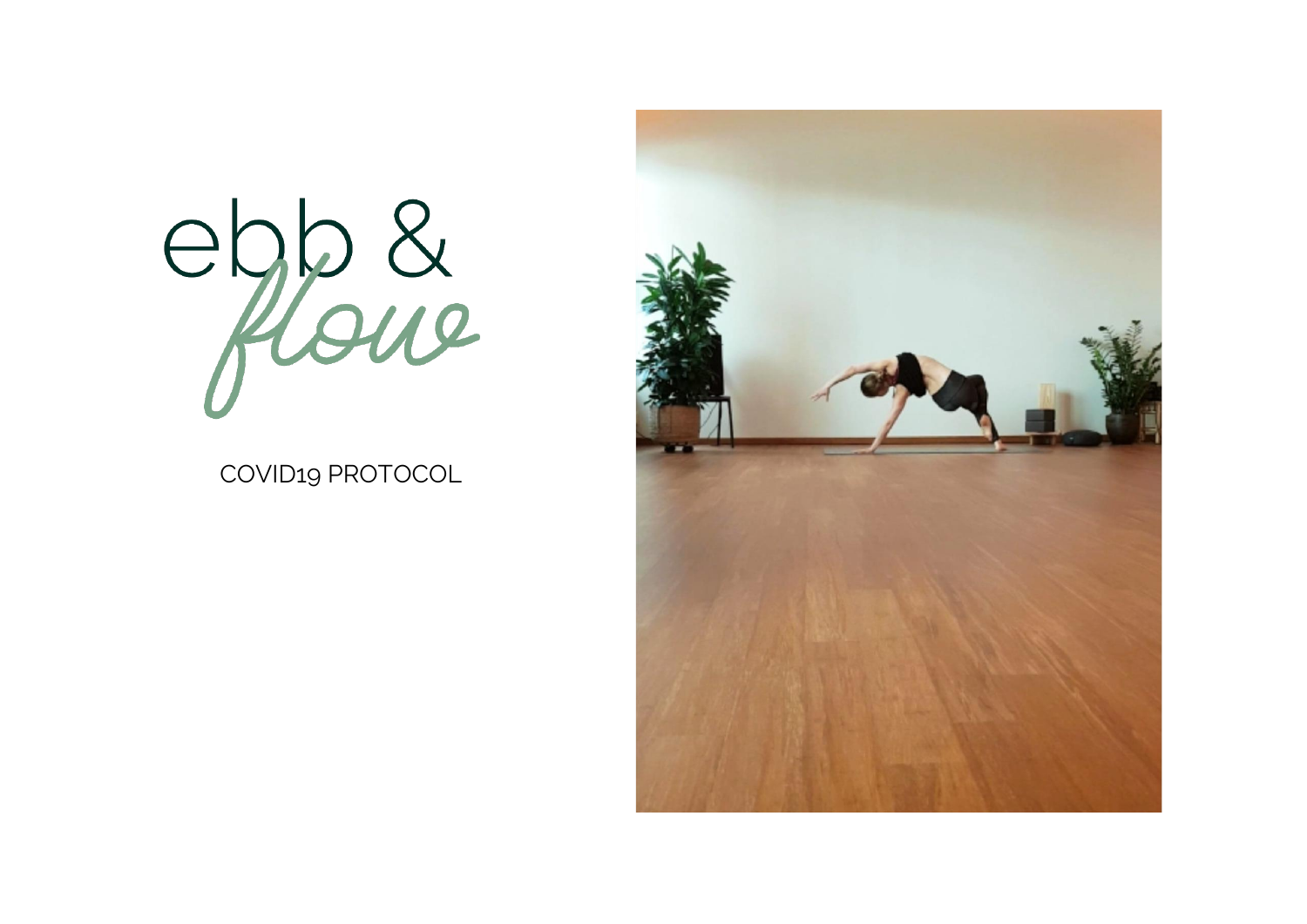# ebb & *flow*

COVID19 PROTOCOL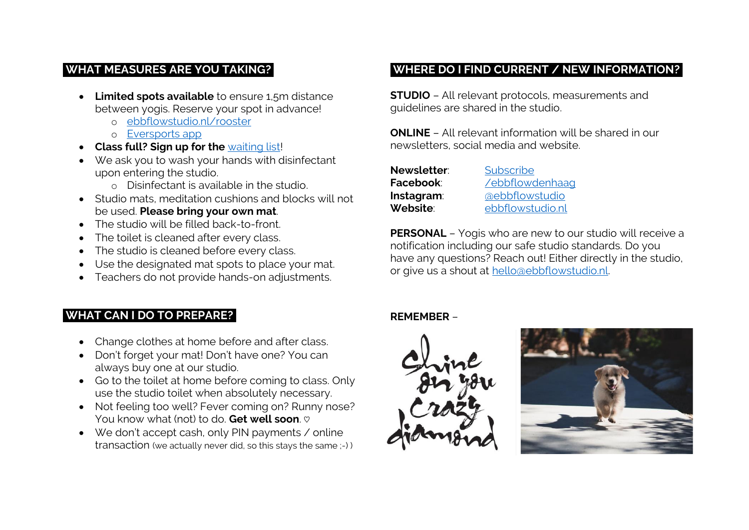## WHAT MEASURES ARE YOU TAKING?

- **Limited spots available** to ensure 1,5m distance between yogis. Reserve your spot in advance!
  - ebbflowstudio.nl/rooster
  - Eversports app
- **Class full? Sign up for the** waiting list!
- We ask you to wash your hands with disinfectant upon entering the studio.
  - Disinfectant is available in the studio.
- Studio mats, meditation cushions and blocks will not be used. **Please bring your own mat**.
- The studio will be filled back-to-front.
- The toilet is cleaned after every class.
- The studio is cleaned before every class.
- Use the designated mat spots to place your mat.
- Teachers do not provide hands-on adjustments.

## WHAT CAN I DO TO PREPARE?

- Change clothes at home before and after class.
- Don't forget your mat! Don't have one? You can always buy one at our studio.
- Go to the toilet at home before coming to class. Only use the studio toilet when absolutely necessary.
- Not feeling too well? Fever coming on? Runny nose? You know what (not) to do. **Get well soon**. ♡
- We don't accept cash, only PIN payments / online transaction (we actually never did, so this stays the same ;-) )

## WHERE DO I FIND CURRENT / NEW INFORMATION?

**STUDIO** – All relevant protocols, measurements and guidelines are shared in the studio.

**ONLINE** – All relevant information will be shared in our newsletters, social media and website.

**Newsletter**: Subscribe
**Facebook**: /ebbflowdenhaag
**Instagram**: @ebbflowstudio
**Website**: ebbflowstudio.nl

**PERSONAL** – Yogis who are new to our studio will receive a notification including our safe studio standards. Do you have any questions? Reach out! Either directly in the studio, or give us a shout at hello@ebbflowstudio.nl.

**REMEMBER** –